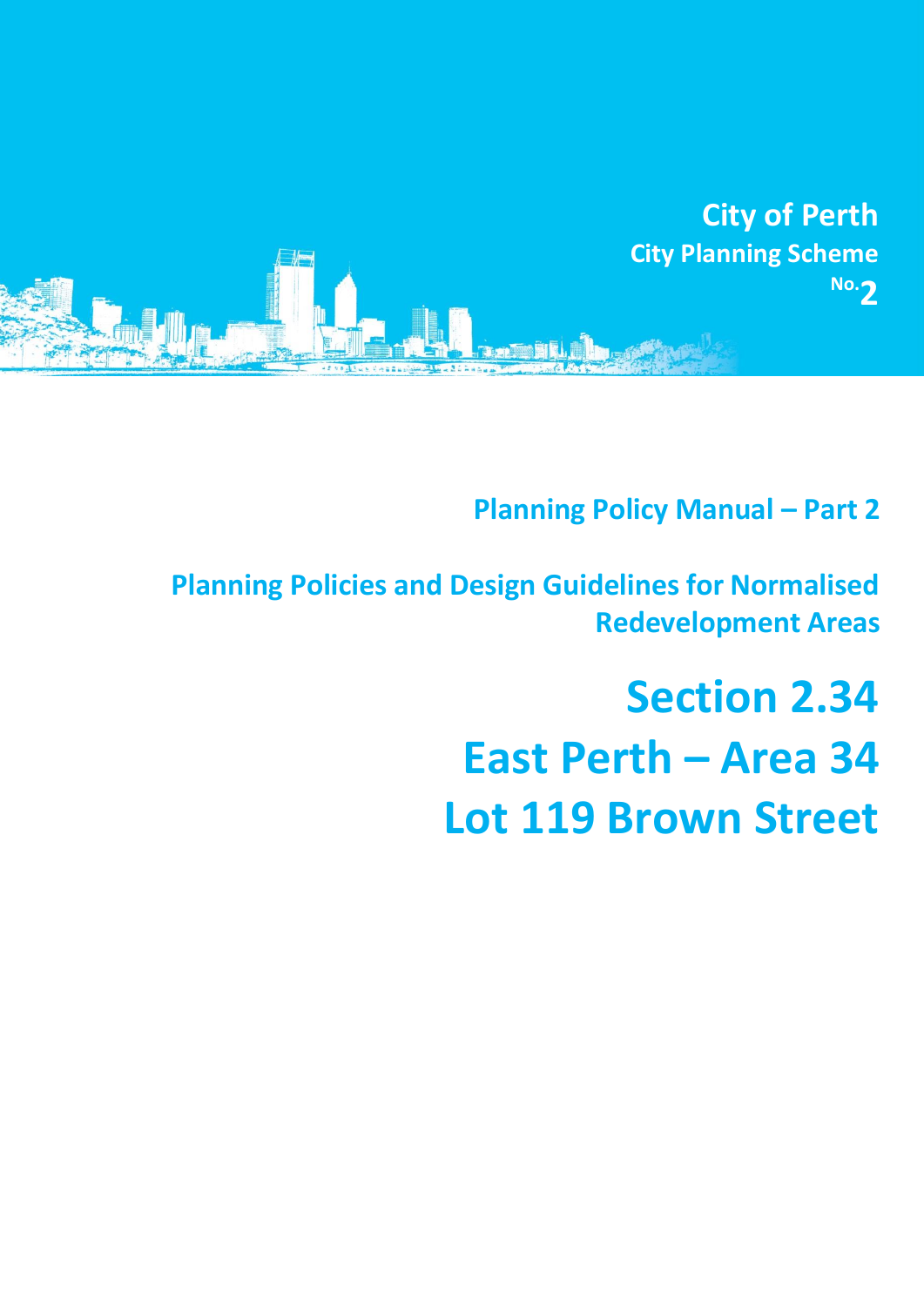City of Perth
City Planning Scheme No. 2

Planning Policy Manual – Part 2

Planning Policies and Design Guidelines for Normalised Redevelopment Areas

# Section 2.34
# East Perth – Area 34
# Lot 119 Brown Street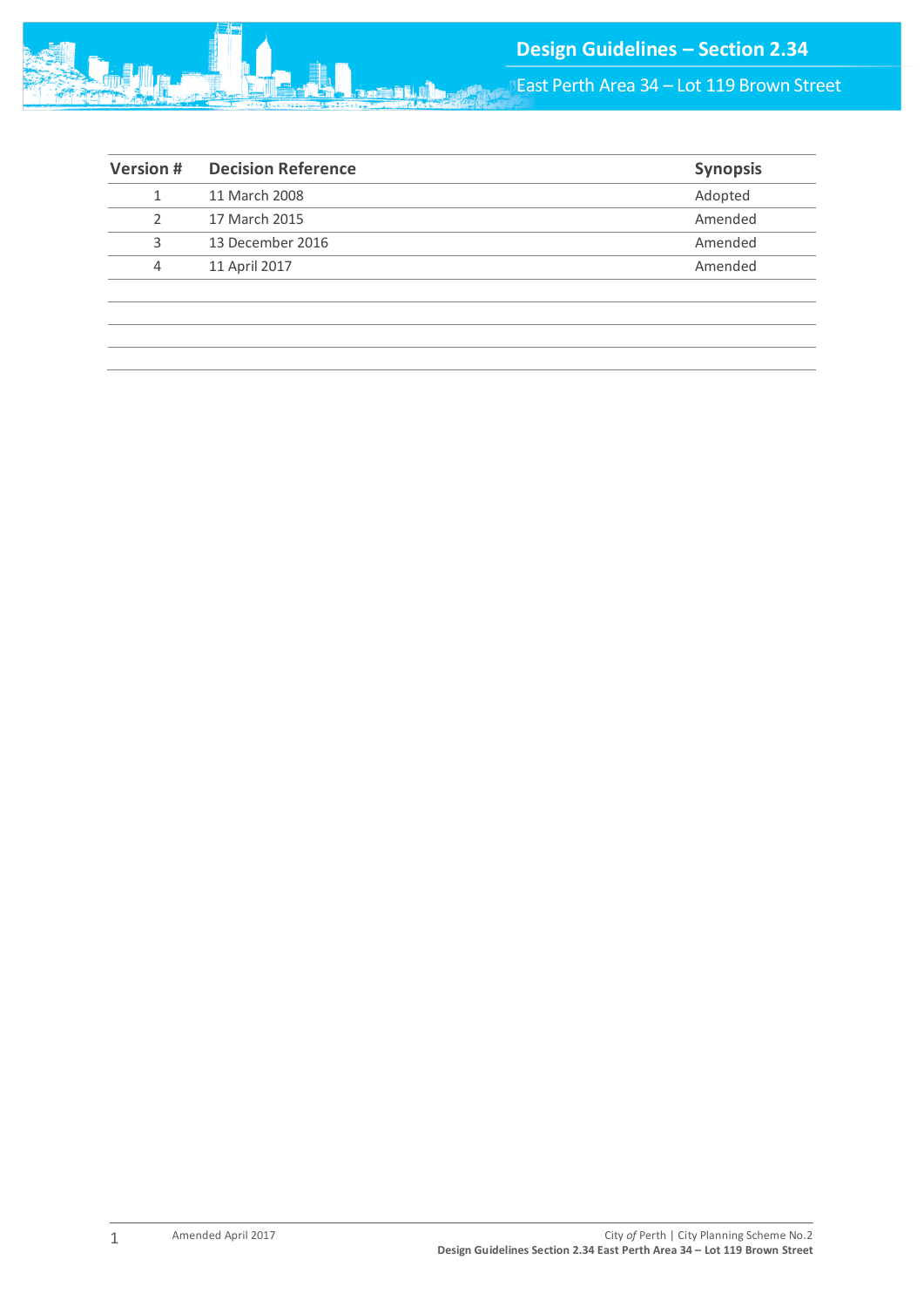| Version # | Decision Reference | Synopsis |
|---|---|---|
| 1 | 11 March 2008 | Adopted |
| 2 | 17 March 2015 | Amended |
| 3 | 13 December 2016 | Amended |
| 4 | 11 April 2017 | Amended |
| | | |
| | | |
| | | |
| | | |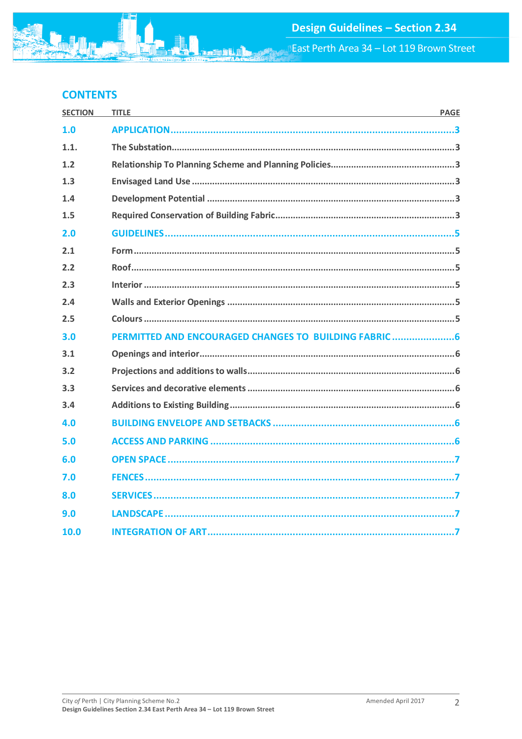## CONTENTS

| SECTION | TITLE | PAGE |
|---|---|---|
| **1.0** | **APPLICATION** | **3** |
| 1.1. | The Substation | 3 |
| 1.2 | Relationship To Planning Scheme and Planning Policies | 3 |
| 1.3 | Envisaged Land Use | 3 |
| 1.4 | Development Potential | 3 |
| 1.5 | Required Conservation of Building Fabric | 3 |
| **2.0** | **GUIDELINES** | **5** |
| 2.1 | Form | 5 |
| 2.2 | Roof | 5 |
| 2.3 | Interior | 5 |
| 2.4 | Walls and Exterior Openings | 5 |
| 2.5 | Colours | 5 |
| **3.0** | **PERMITTED AND ENCOURAGED CHANGES TO BUILDING FABRIC** | **6** |
| 3.1 | Openings and interior | 6 |
| 3.2 | Projections and additions to walls | 6 |
| 3.3 | Services and decorative elements | 6 |
| 3.4 | Additions to Existing Building | 6 |
| **4.0** | **BUILDING ENVELOPE AND SETBACKS** | **6** |
| **5.0** | **ACCESS AND PARKING** | **6** |
| **6.0** | **OPEN SPACE** | **7** |
| **7.0** | **FENCES** | **7** |
| **8.0** | **SERVICES** | **7** |
| **9.0** | **LANDSCAPE** | **7** |
| **10.0** | **INTEGRATION OF ART** | **7** |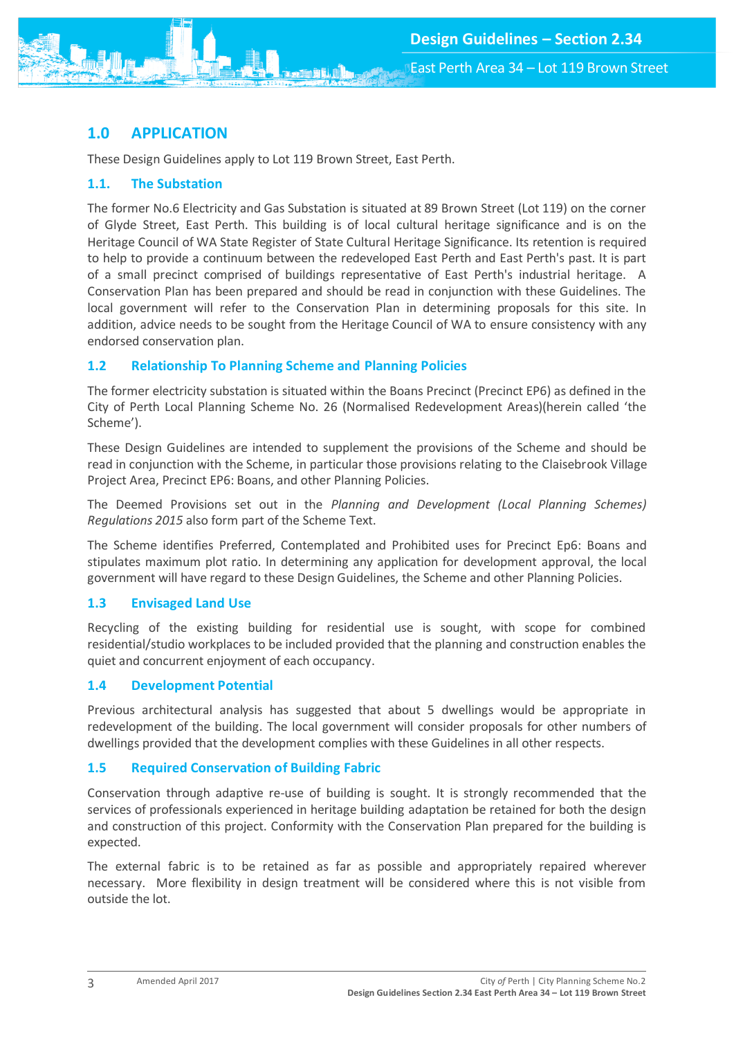# 1.0 APPLICATION

These Design Guidelines apply to Lot 119 Brown Street, East Perth.

## 1.1. The Substation

The former No.6 Electricity and Gas Substation is situated at 89 Brown Street (Lot 119) on the corner of Glyde Street, East Perth. This building is of local cultural heritage significance and is on the Heritage Council of WA State Register of State Cultural Heritage Significance. Its retention is required to help to provide a continuum between the redeveloped East Perth and East Perth's past. It is part of a small precinct comprised of buildings representative of East Perth's industrial heritage. A Conservation Plan has been prepared and should be read in conjunction with these Guidelines. The local government will refer to the Conservation Plan in determining proposals for this site. In addition, advice needs to be sought from the Heritage Council of WA to ensure consistency with any endorsed conservation plan.

## 1.2 Relationship To Planning Scheme and Planning Policies

The former electricity substation is situated within the Boans Precinct (Precinct EP6) as defined in the City of Perth Local Planning Scheme No. 26 (Normalised Redevelopment Areas)(herein called 'the Scheme').

These Design Guidelines are intended to supplement the provisions of the Scheme and should be read in conjunction with the Scheme, in particular those provisions relating to the Claisebrook Village Project Area, Precinct EP6: Boans, and other Planning Policies.

The Deemed Provisions set out in the *Planning and Development (Local Planning Schemes) Regulations 2015* also form part of the Scheme Text.

The Scheme identifies Preferred, Contemplated and Prohibited uses for Precinct Ep6: Boans and stipulates maximum plot ratio. In determining any application for development approval, the local government will have regard to these Design Guidelines, the Scheme and other Planning Policies.

## 1.3 Envisaged Land Use

Recycling of the existing building for residential use is sought, with scope for combined residential/studio workplaces to be included provided that the planning and construction enables the quiet and concurrent enjoyment of each occupancy.

## 1.4 Development Potential

Previous architectural analysis has suggested that about 5 dwellings would be appropriate in redevelopment of the building. The local government will consider proposals for other numbers of dwellings provided that the development complies with these Guidelines in all other respects.

## 1.5 Required Conservation of Building Fabric

Conservation through adaptive re-use of building is sought. It is strongly recommended that the services of professionals experienced in heritage building adaptation be retained for both the design and construction of this project. Conformity with the Conservation Plan prepared for the building is expected.

The external fabric is to be retained as far as possible and appropriately repaired wherever necessary. More flexibility in design treatment will be considered where this is not visible from outside the lot.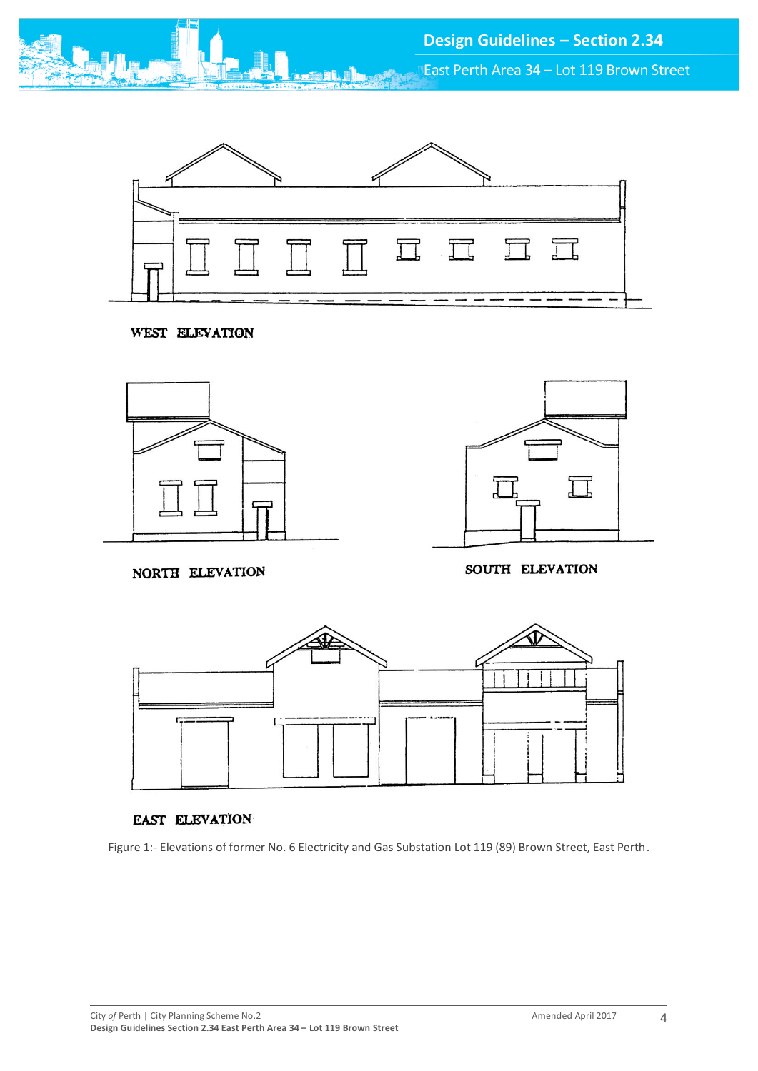WEST ELEVATION

NORTH ELEVATION

SOUTH ELEVATION

EAST ELEVATION

Figure 1:- Elevations of former No. 6 Electricity and Gas Substation Lot 119 (89) Brown Street, East Perth.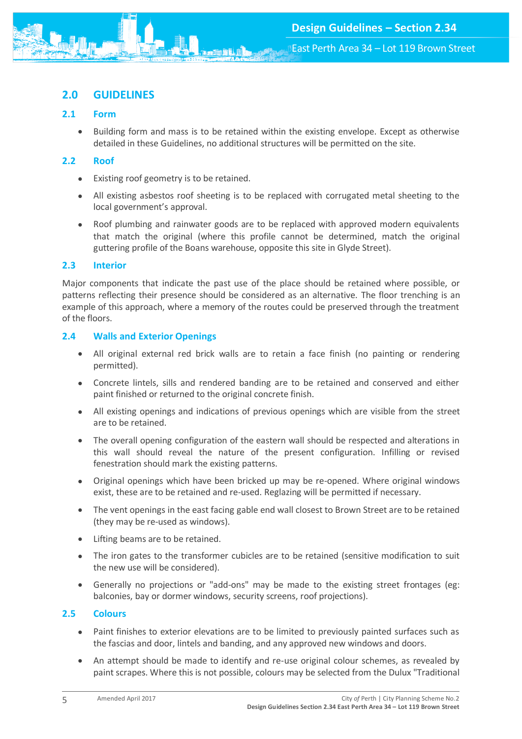## 2.0 GUIDELINES

### 2.1 Form

- Building form and mass is to be retained within the existing envelope. Except as otherwise detailed in these Guidelines, no additional structures will be permitted on the site.

### 2.2 Roof

- Existing roof geometry is to be retained.
- All existing asbestos roof sheeting is to be replaced with corrugated metal sheeting to the local government's approval.
- Roof plumbing and rainwater goods are to be replaced with approved modern equivalents that match the original (where this profile cannot be determined, match the original guttering profile of the Boans warehouse, opposite this site in Glyde Street).

### 2.3 Interior

Major components that indicate the past use of the place should be retained where possible, or patterns reflecting their presence should be considered as an alternative. The floor trenching is an example of this approach, where a memory of the routes could be preserved through the treatment of the floors.

### 2.4 Walls and Exterior Openings

- All original external red brick walls are to retain a face finish (no painting or rendering permitted).
- Concrete lintels, sills and rendered banding are to be retained and conserved and either paint finished or returned to the original concrete finish.
- All existing openings and indications of previous openings which are visible from the street are to be retained.
- The overall opening configuration of the eastern wall should be respected and alterations in this wall should reveal the nature of the present configuration. Infilling or revised fenestration should mark the existing patterns.
- Original openings which have been bricked up may be re-opened. Where original windows exist, these are to be retained and re-used. Reglazing will be permitted if necessary.
- The vent openings in the east facing gable end wall closest to Brown Street are to be retained (they may be re-used as windows).
- Lifting beams are to be retained.
- The iron gates to the transformer cubicles are to be retained (sensitive modification to suit the new use will be considered).
- Generally no projections or "add-ons" may be made to the existing street frontages (eg: balconies, bay or dormer windows, security screens, roof projections).

### 2.5 Colours

- Paint finishes to exterior elevations are to be limited to previously painted surfaces such as the fascias and door, lintels and banding, and any approved new windows and doors.
- An attempt should be made to identify and re-use original colour schemes, as revealed by paint scrapes. Where this is not possible, colours may be selected from the Dulux "Traditional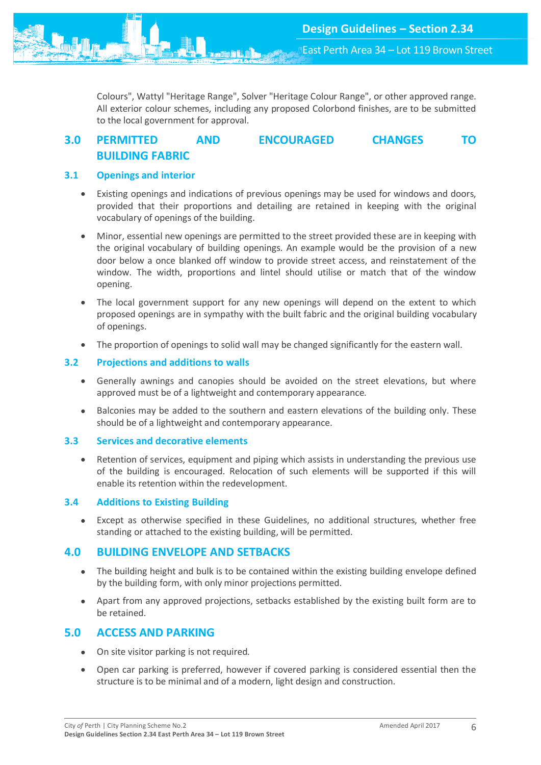Colours", Wattyl "Heritage Range", Solver "Heritage Colour Range", or other approved range. All exterior colour schemes, including any proposed Colorbond finishes, are to be submitted to the local government for approval.

## 3.0 PERMITTED AND ENCOURAGED CHANGES TO BUILDING FABRIC

### 3.1 Openings and interior

- Existing openings and indications of previous openings may be used for windows and doors, provided that their proportions and detailing are retained in keeping with the original vocabulary of openings of the building.
- Minor, essential new openings are permitted to the street provided these are in keeping with the original vocabulary of building openings. An example would be the provision of a new door below a once blanked off window to provide street access, and reinstatement of the window. The width, proportions and lintel should utilise or match that of the window opening.
- The local government support for any new openings will depend on the extent to which proposed openings are in sympathy with the built fabric and the original building vocabulary of openings.
- The proportion of openings to solid wall may be changed significantly for the eastern wall.

### 3.2 Projections and additions to walls

- Generally awnings and canopies should be avoided on the street elevations, but where approved must be of a lightweight and contemporary appearance.
- Balconies may be added to the southern and eastern elevations of the building only. These should be of a lightweight and contemporary appearance.

### 3.3 Services and decorative elements

- Retention of services, equipment and piping which assists in understanding the previous use of the building is encouraged. Relocation of such elements will be supported if this will enable its retention within the redevelopment.

### 3.4 Additions to Existing Building

- Except as otherwise specified in these Guidelines, no additional structures, whether free standing or attached to the existing building, will be permitted.

## 4.0 BUILDING ENVELOPE AND SETBACKS

- The building height and bulk is to be contained within the existing building envelope defined by the building form, with only minor projections permitted.
- Apart from any approved projections, setbacks established by the existing built form are to be retained.

## 5.0 ACCESS AND PARKING

- On site visitor parking is not required.
- Open car parking is preferred, however if covered parking is considered essential then the structure is to be minimal and of a modern, light design and construction.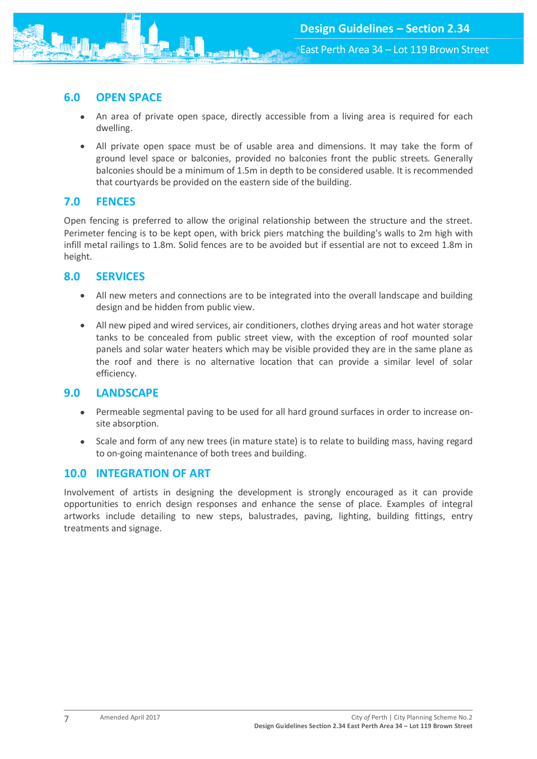## 6.0 OPEN SPACE

- An area of private open space, directly accessible from a living area is required for each dwelling.
- All private open space must be of usable area and dimensions. It may take the form of ground level space or balconies, provided no balconies front the public streets. Generally balconies should be a minimum of 1.5m in depth to be considered usable. It is recommended that courtyards be provided on the eastern side of the building.

## 7.0 FENCES

Open fencing is preferred to allow the original relationship between the structure and the street. Perimeter fencing is to be kept open, with brick piers matching the building's walls to 2m high with infill metal railings to 1.8m. Solid fences are to be avoided but if essential are not to exceed 1.8m in height.

## 8.0 SERVICES

- All new meters and connections are to be integrated into the overall landscape and building design and be hidden from public view.
- All new piped and wired services, air conditioners, clothes drying areas and hot water storage tanks to be concealed from public street view, with the exception of roof mounted solar panels and solar water heaters which may be visible provided they are in the same plane as the roof and there is no alternative location that can provide a similar level of solar efficiency.

## 9.0 LANDSCAPE

- Permeable segmental paving to be used for all hard ground surfaces in order to increase on-site absorption.
- Scale and form of any new trees (in mature state) is to relate to building mass, having regard to on-going maintenance of both trees and building.

## 10.0 INTEGRATION OF ART

Involvement of artists in designing the development is strongly encouraged as it can provide opportunities to enrich design responses and enhance the sense of place. Examples of integral artworks include detailing to new steps, balustrades, paving, lighting, building fittings, entry treatments and signage.